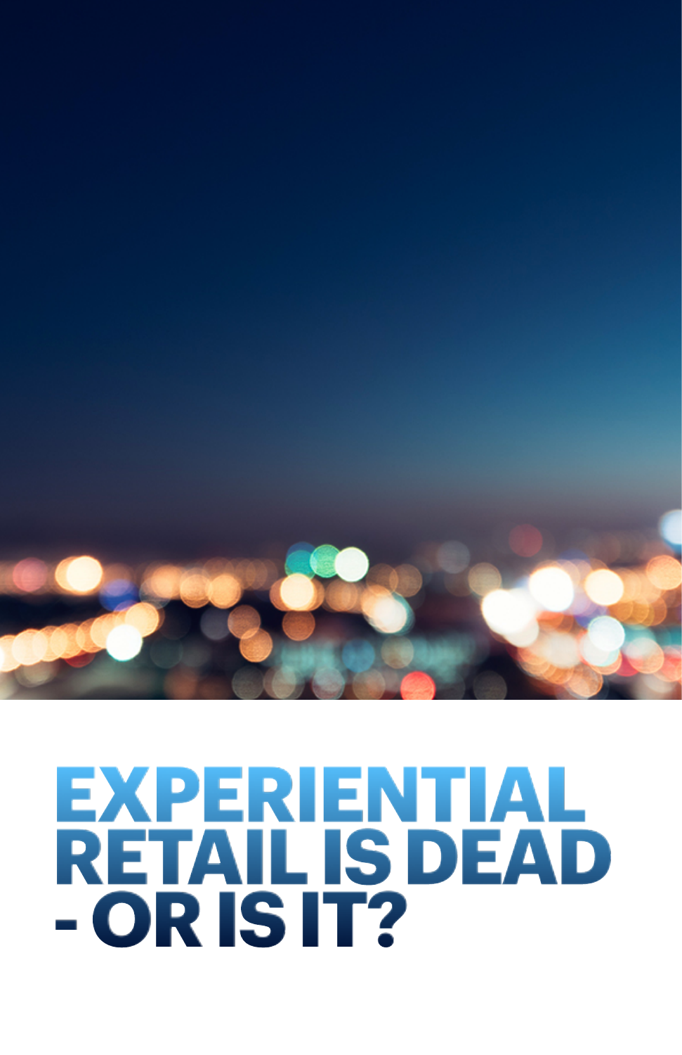# EXPERIENTIAL RETAIL IS DEAD - OR IS IT?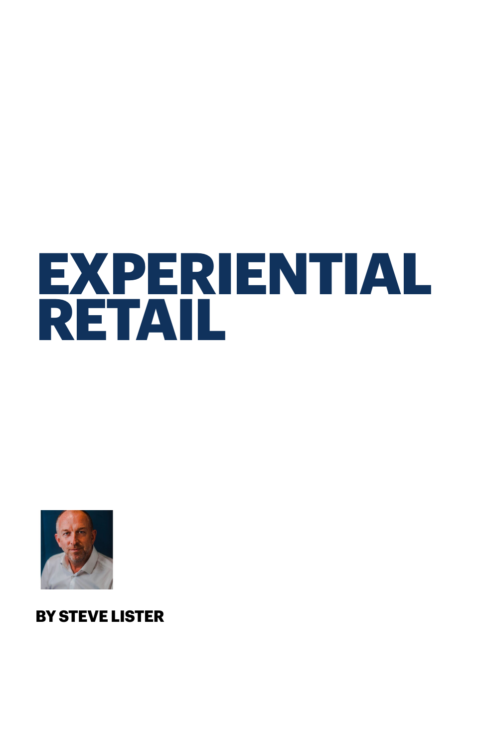# EXPERIENTIAL RETAIL

**BY STEVE LISTER**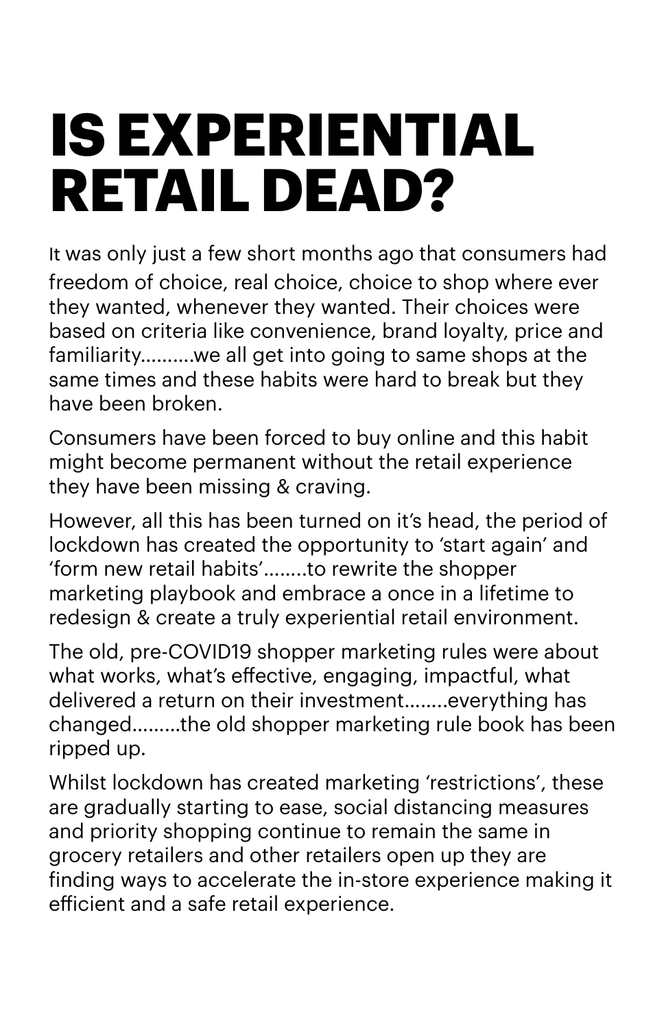# IS EXPERIENTIAL RETAIL DEAD?

It was only just a few short months ago that consumers had freedom of choice, real choice, choice to shop where ever they wanted, whenever they wanted. Their choices were based on criteria like convenience, brand loyalty, price and familiarity..........we all get into going to same shops at the same times and these habits were hard to break but they have been broken.

Consumers have been forced to buy online and this habit might become permanent without the retail experience they have been missing & craving.

However, all this has been turned on it's head, the period of lockdown has created the opportunity to 'start again' and 'form new retail habits'........to rewrite the shopper marketing playbook and embrace a once in a lifetime to redesign & create a truly experiential retail environment.

The old, pre-COVID19 shopper marketing rules were about what works, what's effective, engaging, impactful, what delivered a return on their investment........everything has changed.........the old shopper marketing rule book has been ripped up.

Whilst lockdown has created marketing 'restrictions', these are gradually starting to ease, social distancing measures and priority shopping continue to remain the same in grocery retailers and other retailers open up they are finding ways to accelerate the in-store experience making it efficient and a safe retail experience.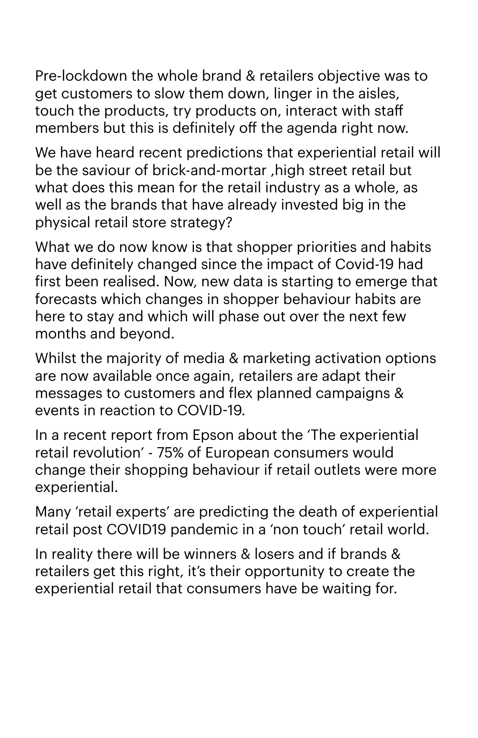Pre-lockdown the whole brand & retailers objective was to get customers to slow them down, linger in the aisles, touch the products, try products on, interact with staff members but this is definitely off the agenda right now.

We have heard recent predictions that experiential retail will be the saviour of brick-and-mortar ,high street retail but what does this mean for the retail industry as a whole, as well as the brands that have already invested big in the physical retail store strategy?

What we do now know is that shopper priorities and habits have definitely changed since the impact of Covid-19 had first been realised. Now, new data is starting to emerge that forecasts which changes in shopper behaviour habits are here to stay and which will phase out over the next few months and beyond.

Whilst the majority of media & marketing activation options are now available once again, retailers are adapt their messages to customers and flex planned campaigns & events in reaction to COVID-19.

In a recent report from Epson about the 'The experiential retail revolution' - 75% of European consumers would change their shopping behaviour if retail outlets were more experiential.

Many 'retail experts' are predicting the death of experiential retail post COVID19 pandemic in a 'non touch' retail world.

In reality there will be winners & losers and if brands & retailers get this right, it's their opportunity to create the experiential retail that consumers have be waiting for.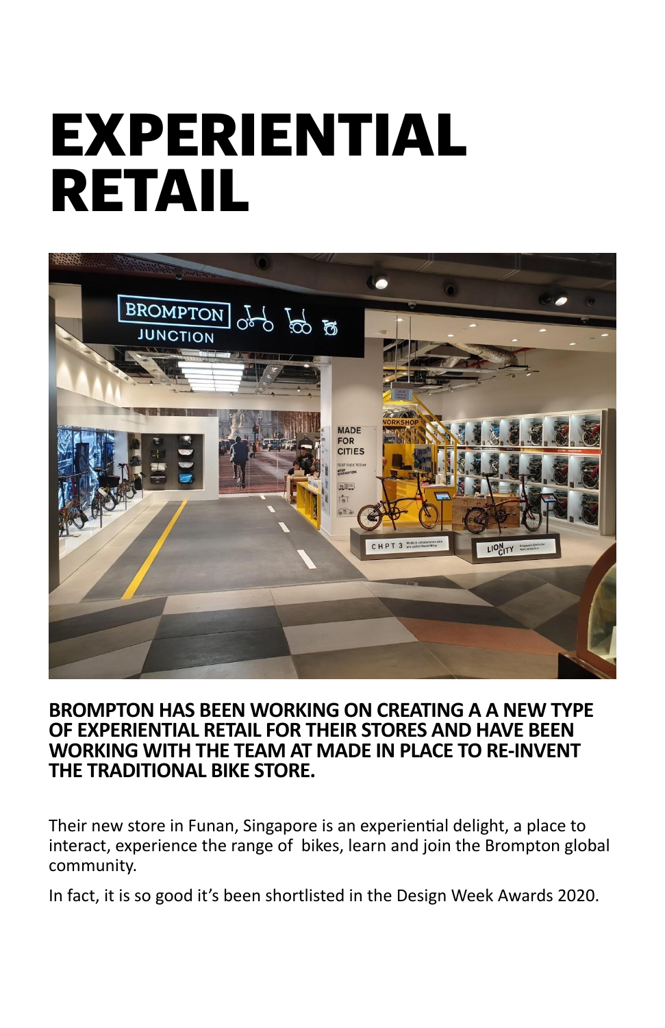# EXPERIENTIAL RETAIL

**BROMPTON HAS BEEN WORKING ON CREATING A A NEW TYPE OF EXPERIENTIAL RETAIL FOR THEIR STORES AND HAVE BEEN WORKING WITH THE TEAM AT MADE IN PLACE TO RE-INVENT THE TRADITIONAL BIKE STORE.**

Their new store in Funan, Singapore is an experiential delight, a place to interact, experience the range of bikes, learn and join the Brompton global community.

In fact, it is so good it's been shortlisted in the Design Week Awards 2020.